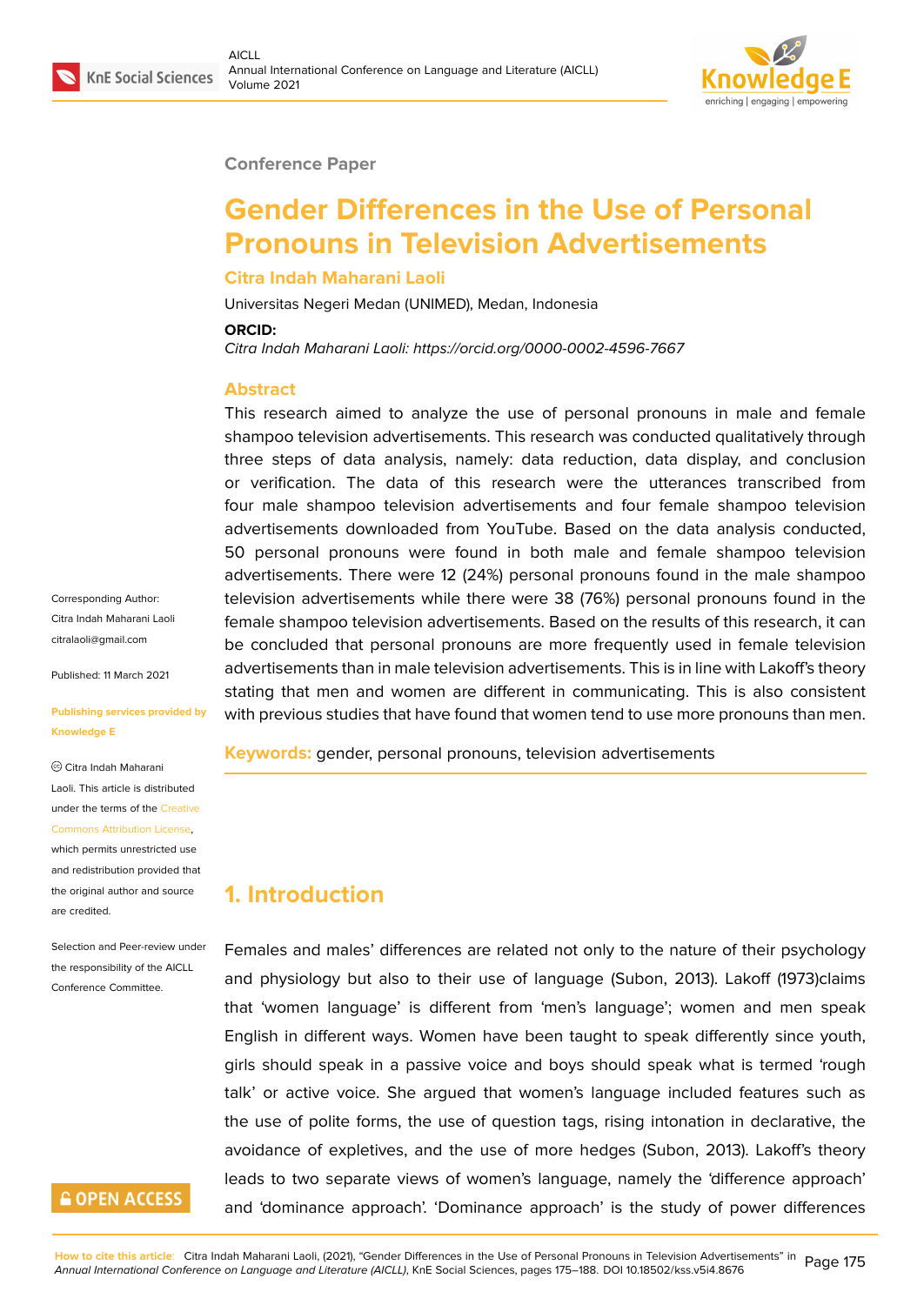Conference Paper

# Gender Differences in the Use of Personal Pronouns in Television Advertisements

**Citra Indah Maharani Laoli**

Universitas Negeri Medan (UNIMED), Medan, Indonesia

**ORCID:**

*Citra Indah Maharani Laoli: https://orcid.org/0000-0002-4596-7667*

## Abstract

This research aimed to analyze the use of personal pronouns in male and female shampoo television advertisements. This research was conducted qualitatively through three steps of data analysis, namely: data reduction, data display, and conclusion or verification. The data of this research were the utterances transcribed from four male shampoo television advertisements and four female shampoo television advertisements downloaded from YouTube. Based on the data analysis conducted, 50 personal pronouns were found in both male and female shampoo television advertisements. There were 12 (24%) personal pronouns found in the male shampoo television advertisements while there were 38 (76%) personal pronouns found in the female shampoo television advertisements. Based on the results of this research, it can be concluded that personal pronouns are more frequently used in female television advertisements than in male television advertisements. This is in line with Lakoff's theory stating that men and women are different in communicating. This is also consistent with previous studies that have found that women tend to use more pronouns than men.

**Keywords:** gender, personal pronouns, television advertisements

Corresponding Author:
Citra Indah Maharani Laoli
citralaoli@gmail.com

Published: 11 March 2021

Publishing services provided by Knowledge E

© Citra Indah Maharani Laoli. This article is distributed under the terms of the Creative Commons Attribution License, which permits unrestricted use and redistribution provided that the original author and source are credited.

Selection and Peer-review under the responsibility of the AICLL Conference Committee.

## 1. Introduction

Females and males' differences are related not only to the nature of their psychology and physiology but also to their use of language (Subon, 2013). Lakoff (1973)claims that 'women language' is different from 'men's language'; women and men speak English in different ways. Women have been taught to speak differently since youth, girls should speak in a passive voice and boys should speak what is termed 'rough talk' or active voice. She argued that women's language included features such as the use of polite forms, the use of question tags, rising intonation in declarative, the avoidance of expletives, and the use of more hedges (Subon, 2013). Lakoff's theory leads to two separate views of women's language, namely the 'difference approach' and 'dominance approach'. 'Dominance approach' is the study of power differences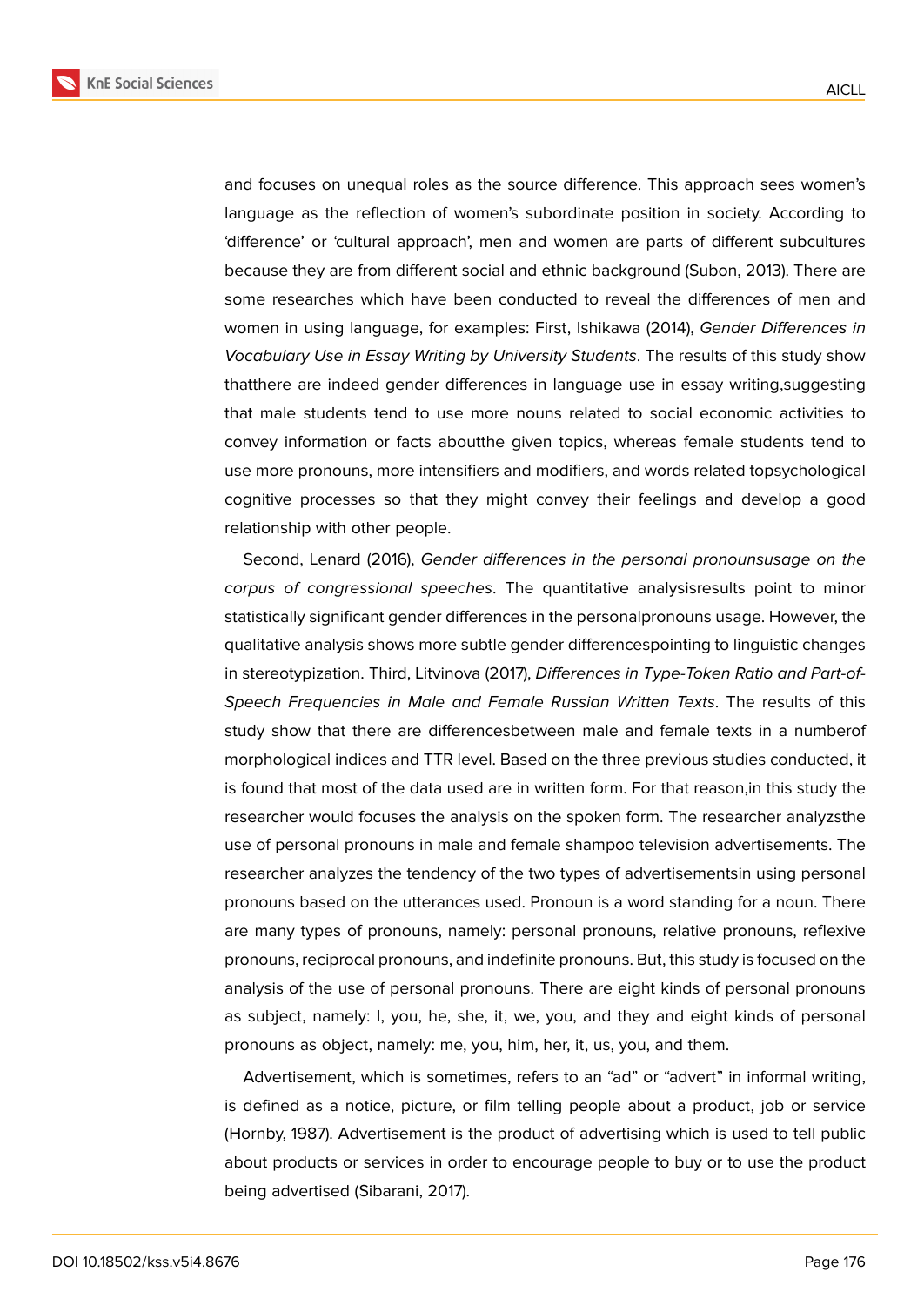and focuses on unequal roles as the source difference. This approach sees women's language as the reflection of women's subordinate position in society. According to 'difference' or 'cultural approach', men and women are parts of different subcultures because they are from different social and ethnic background (Subon, 2013). There are some researches which have been conducted to reveal the differences of men and women in using language, for examples: First, Ishikawa (2014), *Gender Differences in Vocabulary Use in Essay Writing by University Students*. The results of this study show thatthere are indeed gender differences in language use in essay writing,suggesting that male students tend to use more nouns related to social economic activities to convey information or facts aboutthe given topics, whereas female students tend to use more pronouns, more intensifiers and modifiers, and words related topsychological cognitive processes so that they might convey their feelings and develop a good relationship with other people.

Second, Lenard (2016), *Gender differences in the personal pronounsusage on the corpus of congressional speeches*. The quantitative analysisresults point to minor statistically significant gender differences in the personalpronouns usage. However, the qualitative analysis shows more subtle gender differencespointing to linguistic changes in stereotypization. Third, Litvinova (2017), *Differences in Type-Token Ratio and Part-of-Speech Frequencies in Male and Female Russian Written Texts*. The results of this study show that there are differencesbetween male and female texts in a numberof morphological indices and TTR level. Based on the three previous studies conducted, it is found that most of the data used are in written form. For that reason,in this study the researcher would focuses the analysis on the spoken form. The researcher analyzsthe use of personal pronouns in male and female shampoo television advertisements. The researcher analyzes the tendency of the two types of advertisementsin using personal pronouns based on the utterances used. Pronoun is a word standing for a noun. There are many types of pronouns, namely: personal pronouns, relative pronouns, reflexive pronouns, reciprocal pronouns, and indefinite pronouns. But, this study is focused on the analysis of the use of personal pronouns. There are eight kinds of personal pronouns as subject, namely: I, you, he, she, it, we, you, and they and eight kinds of personal pronouns as object, namely: me, you, him, her, it, us, you, and them.

Advertisement, which is sometimes, refers to an "ad" or "advert" in informal writing, is defined as a notice, picture, or film telling people about a product, job or service (Hornby, 1987). Advertisement is the product of advertising which is used to tell public about products or services in order to encourage people to buy or to use the product being advertised (Sibarani, 2017).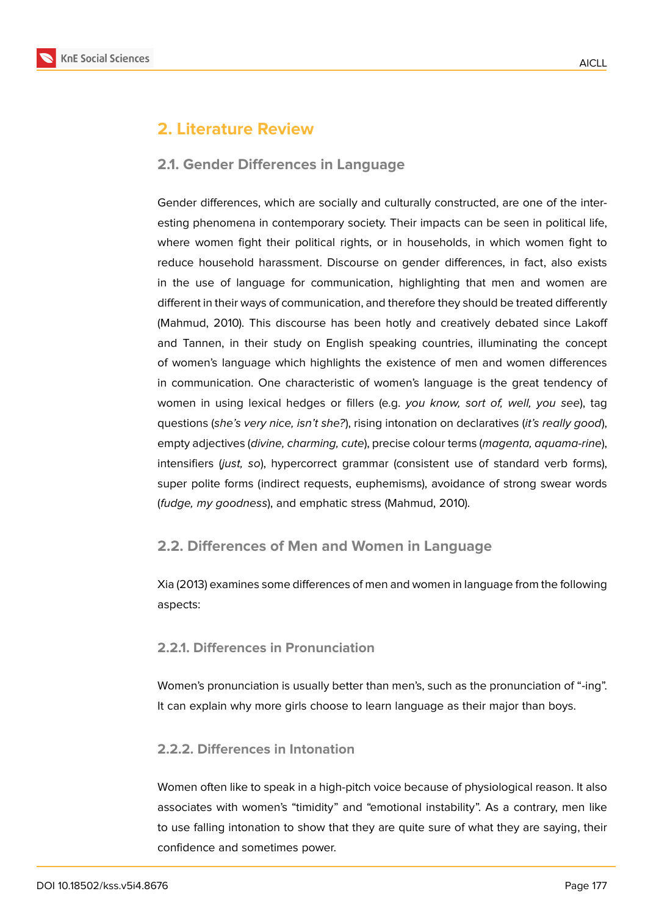## 2. Literature Review

### 2.1. Gender Differences in Language

Gender differences, which are socially and culturally constructed, are one of the interesting phenomena in contemporary society. Their impacts can be seen in political life, where women fight their political rights, or in households, in which women fight to reduce household harassment. Discourse on gender differences, in fact, also exists in the use of language for communication, highlighting that men and women are different in their ways of communication, and therefore they should be treated differently (Mahmud, 2010). This discourse has been hotly and creatively debated since Lakoff and Tannen, in their study on English speaking countries, illuminating the concept of women's language which highlights the existence of men and women differences in communication. One characteristic of women's language is the great tendency of women in using lexical hedges or fillers (e.g. *you know, sort of, well, you see*), tag questions (*she's very nice, isn't she?*), rising intonation on declaratives (*it's really good*), empty adjectives (*divine, charming, cute*), precise colour terms (*magenta, aquama-rine*), intensifiers (*just, so*), hypercorrect grammar (consistent use of standard verb forms), super polite forms (indirect requests, euphemisms), avoidance of strong swear words (*fudge, my goodness*), and emphatic stress (Mahmud, 2010).

### 2.2. Differences of Men and Women in Language

Xia (2013) examines some differences of men and women in language from the following aspects:

#### 2.2.1. Differences in Pronunciation

Women's pronunciation is usually better than men's, such as the pronunciation of "-ing". It can explain why more girls choose to learn language as their major than boys.

#### 2.2.2. Differences in Intonation

Women often like to speak in a high-pitch voice because of physiological reason. It also associates with women's "timidity" and "emotional instability". As a contrary, men like to use falling intonation to show that they are quite sure of what they are saying, their confidence and sometimes power.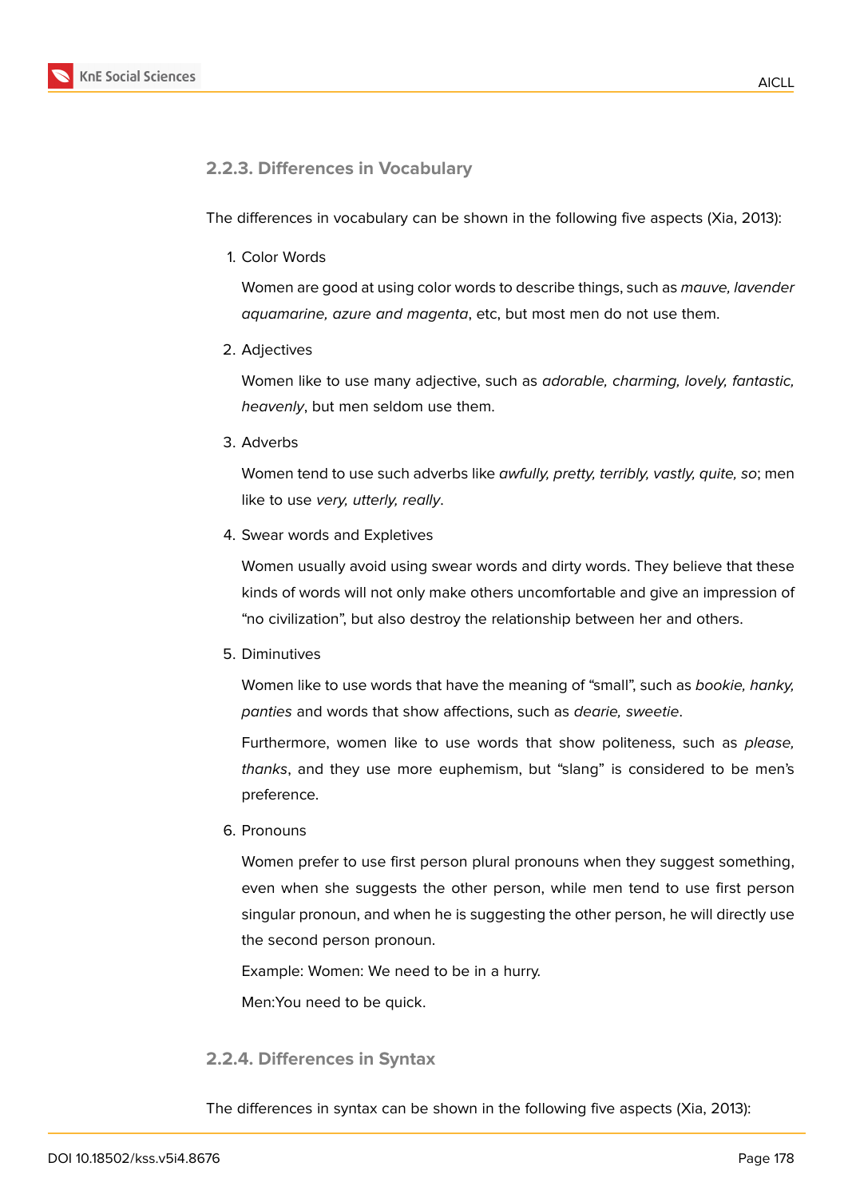### 2.2.3. Differences in Vocabulary

The differences in vocabulary can be shown in the following five aspects (Xia, 2013):

1. Color Words

   Women are good at using color words to describe things, such as *mauve, lavender aquamarine, azure and magenta*, etc, but most men do not use them.

2. Adjectives

   Women like to use many adjective, such as *adorable, charming, lovely, fantastic, heavenly*, but men seldom use them.

3. Adverbs

   Women tend to use such adverbs like *awfully, pretty, terribly, vastly, quite, so*; men like to use *very, utterly, really*.

4. Swear words and Expletives

   Women usually avoid using swear words and dirty words. They believe that these kinds of words will not only make others uncomfortable and give an impression of “no civilization”, but also destroy the relationship between her and others.

5. Diminutives

   Women like to use words that have the meaning of “small”, such as *bookie, hanky, panties* and words that show affections, such as *dearie, sweetie*.

   Furthermore, women like to use words that show politeness, such as *please, thanks*, and they use more euphemism, but “slang” is considered to be men’s preference.

6. Pronouns

   Women prefer to use first person plural pronouns when they suggest something, even when she suggests the other person, while men tend to use first person singular pronoun, and when he is suggesting the other person, he will directly use the second person pronoun.

   Example: Women: We need to be in a hurry.

   Men:You need to be quick.

### 2.2.4. Differences in Syntax

The differences in syntax can be shown in the following five aspects (Xia, 2013):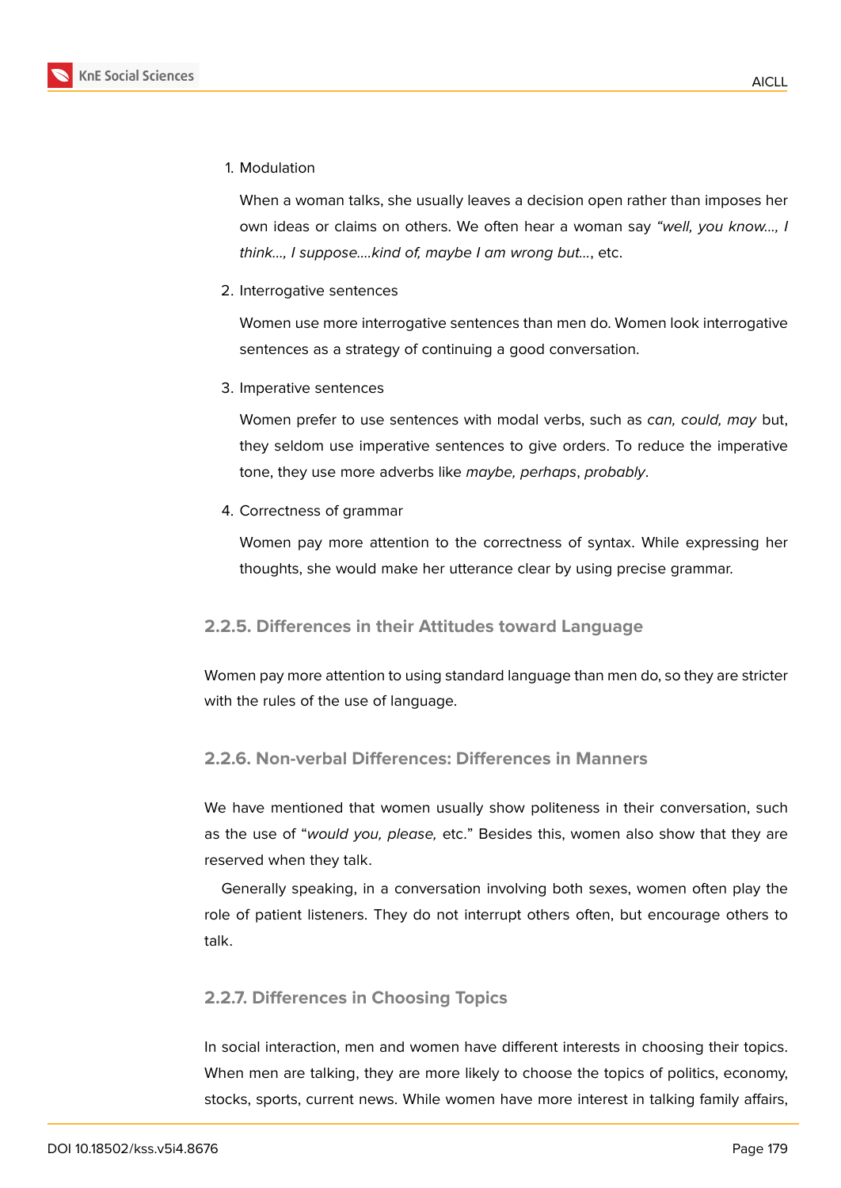1. Modulation

   When a woman talks, she usually leaves a decision open rather than imposes her own ideas or claims on others. We often hear a woman say *“well, you know..., I think..., I suppose....kind of, maybe I am wrong but...*, etc.

2. Interrogative sentences

   Women use more interrogative sentences than men do. Women look interrogative sentences as a strategy of continuing a good conversation.

3. Imperative sentences

   Women prefer to use sentences with modal verbs, such as *can, could, may* but, they seldom use imperative sentences to give orders. To reduce the imperative tone, they use more adverbs like *maybe, perhaps*, *probably*.

4. Correctness of grammar

   Women pay more attention to the correctness of syntax. While expressing her thoughts, she would make her utterance clear by using precise grammar.

### 2.2.5. Differences in their Attitudes toward Language

Women pay more attention to using standard language than men do, so they are stricter with the rules of the use of language.

### 2.2.6. Non-verbal Differences: Differences in Manners

We have mentioned that women usually show politeness in their conversation, such as the use of “*would you, please,* etc.” Besides this, women also show that they are reserved when they talk.

Generally speaking, in a conversation involving both sexes, women often play the role of patient listeners. They do not interrupt others often, but encourage others to talk.

### 2.2.7. Differences in Choosing Topics

In social interaction, men and women have different interests in choosing their topics. When men are talking, they are more likely to choose the topics of politics, economy, stocks, sports, current news. While women have more interest in talking family affairs,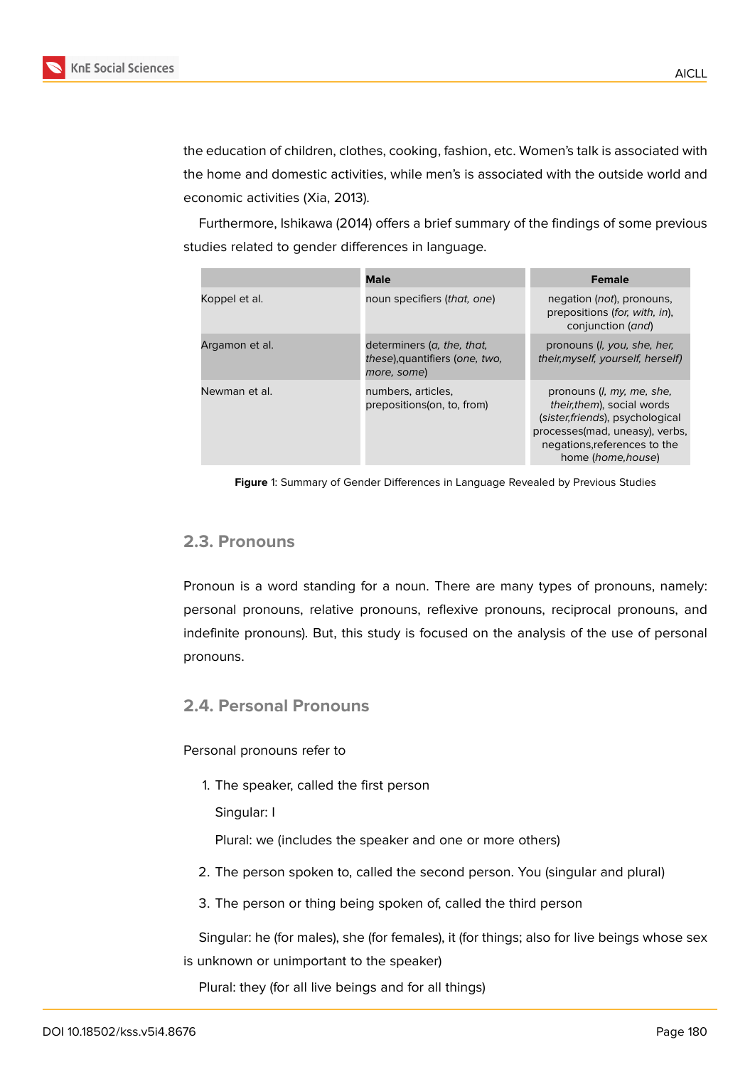the education of children, clothes, cooking, fashion, etc. Women's talk is associated with the home and domestic activities, while men's is associated with the outside world and economic activities (Xia, 2013).

Furthermore, Ishikawa (2014) offers a brief summary of the findings of some previous studies related to gender differences in language.

| | Male | Female |
|---|---|---|
| Koppel et al. | noun specifiers (*that, one*) | negation (*not*), pronouns, prepositions (*for, with, in*), conjunction (*and*) |
| Argamon et al. | determiners (*a, the, that, these*),quantifiers (*one, two, more, some*) | pronouns (*I, you, she, her, their,myself, yourself, herself)* |
| Newman et al. | numbers, articles, prepositions(on, to, from) | pronouns (*I, my, me, she, their,them*), social words (*sister,friends*), psychological processes(mad, uneasy), verbs, negations,references to the home (*home,house*) |

**Figure** 1: Summary of Gender Differences in Language Revealed by Previous Studies

## 2.3. Pronouns

Pronoun is a word standing for a noun. There are many types of pronouns, namely: personal pronouns, relative pronouns, reflexive pronouns, reciprocal pronouns, and indefinite pronouns). But, this study is focused on the analysis of the use of personal pronouns.

## 2.4. Personal Pronouns

Personal pronouns refer to

1. The speaker, called the first person

   Singular: I

   Plural: we (includes the speaker and one or more others)

2. The person spoken to, called the second person. You (singular and plural)

3. The person or thing being spoken of, called the third person

Singular: he (for males), she (for females), it (for things; also for live beings whose sex is unknown or unimportant to the speaker)

Plural: they (for all live beings and for all things)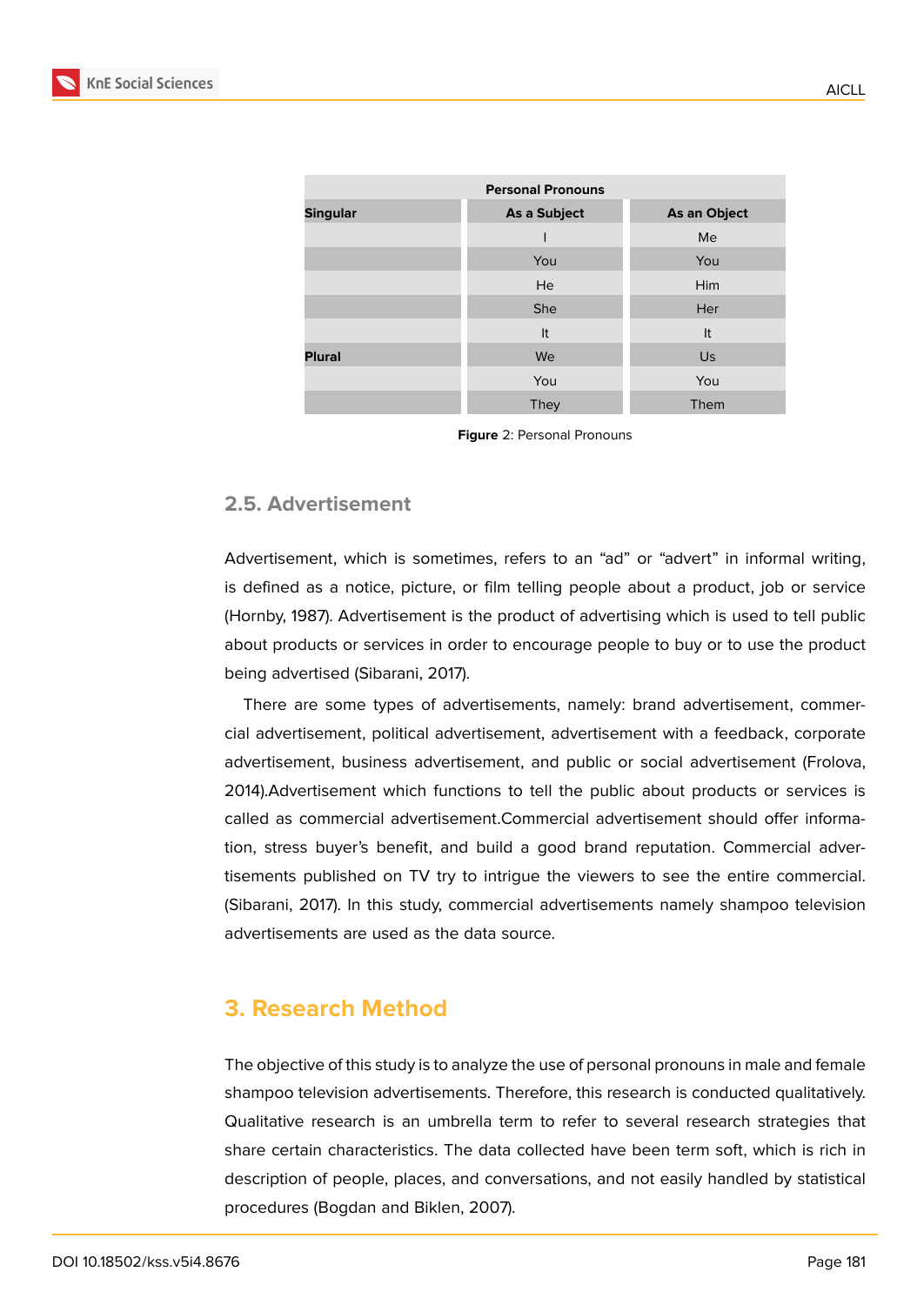| Personal Pronouns | | |
|---|---|---|
| **Singular** | **As a Subject** | **As an Object** |
| | I | Me |
| | You | You |
| | He | Him |
| | She | Her |
| | It | It |
| **Plural** | We | Us |
| | You | You |
| | They | Them |

**Figure** 2: Personal Pronouns

### 2.5. Advertisement

Advertisement, which is sometimes, refers to an "ad" or "advert" in informal writing, is defined as a notice, picture, or film telling people about a product, job or service (Hornby, 1987). Advertisement is the product of advertising which is used to tell public about products or services in order to encourage people to buy or to use the product being advertised (Sibarani, 2017).

There are some types of advertisements, namely: brand advertisement, commercial advertisement, political advertisement, advertisement with a feedback, corporate advertisement, business advertisement, and public or social advertisement (Frolova, 2014).Advertisement which functions to tell the public about products or services is called as commercial advertisement.Commercial advertisement should offer information, stress buyer's benefit, and build a good brand reputation. Commercial advertisements published on TV try to intrigue the viewers to see the entire commercial. (Sibarani, 2017). In this study, commercial advertisements namely shampoo television advertisements are used as the data source.

## 3. Research Method

The objective of this study is to analyze the use of personal pronouns in male and female shampoo television advertisements. Therefore, this research is conducted qualitatively. Qualitative research is an umbrella term to refer to several research strategies that share certain characteristics. The data collected have been term soft, which is rich in description of people, places, and conversations, and not easily handled by statistical procedures (Bogdan and Biklen, 2007).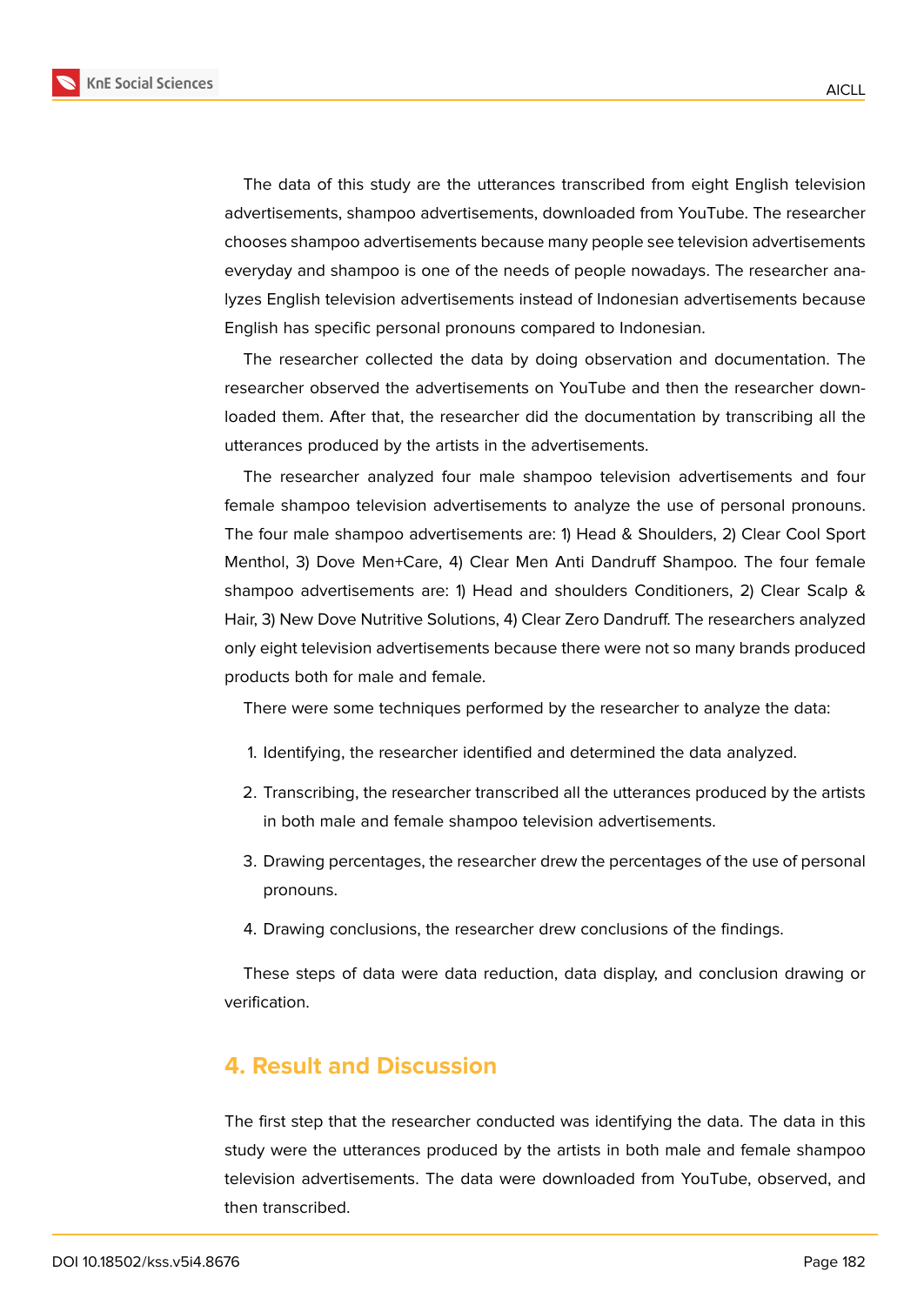The data of this study are the utterances transcribed from eight English television advertisements, shampoo advertisements, downloaded from YouTube. The researcher chooses shampoo advertisements because many people see television advertisements everyday and shampoo is one of the needs of people nowadays. The researcher analyzes English television advertisements instead of Indonesian advertisements because English has specific personal pronouns compared to Indonesian.

The researcher collected the data by doing observation and documentation. The researcher observed the advertisements on YouTube and then the researcher downloaded them. After that, the researcher did the documentation by transcribing all the utterances produced by the artists in the advertisements.

The researcher analyzed four male shampoo television advertisements and four female shampoo television advertisements to analyze the use of personal pronouns. The four male shampoo advertisements are: 1) Head & Shoulders, 2) Clear Cool Sport Menthol, 3) Dove Men+Care, 4) Clear Men Anti Dandruff Shampoo. The four female shampoo advertisements are: 1) Head and shoulders Conditioners, 2) Clear Scalp & Hair, 3) New Dove Nutritive Solutions, 4) Clear Zero Dandruff. The researchers analyzed only eight television advertisements because there were not so many brands produced products both for male and female.

There were some techniques performed by the researcher to analyze the data:

1. Identifying, the researcher identified and determined the data analyzed.
2. Transcribing, the researcher transcribed all the utterances produced by the artists in both male and female shampoo television advertisements.
3. Drawing percentages, the researcher drew the percentages of the use of personal pronouns.
4. Drawing conclusions, the researcher drew conclusions of the findings.

These steps of data were data reduction, data display, and conclusion drawing or verification.

## 4. Result and Discussion

The first step that the researcher conducted was identifying the data. The data in this study were the utterances produced by the artists in both male and female shampoo television advertisements. The data were downloaded from YouTube, observed, and then transcribed.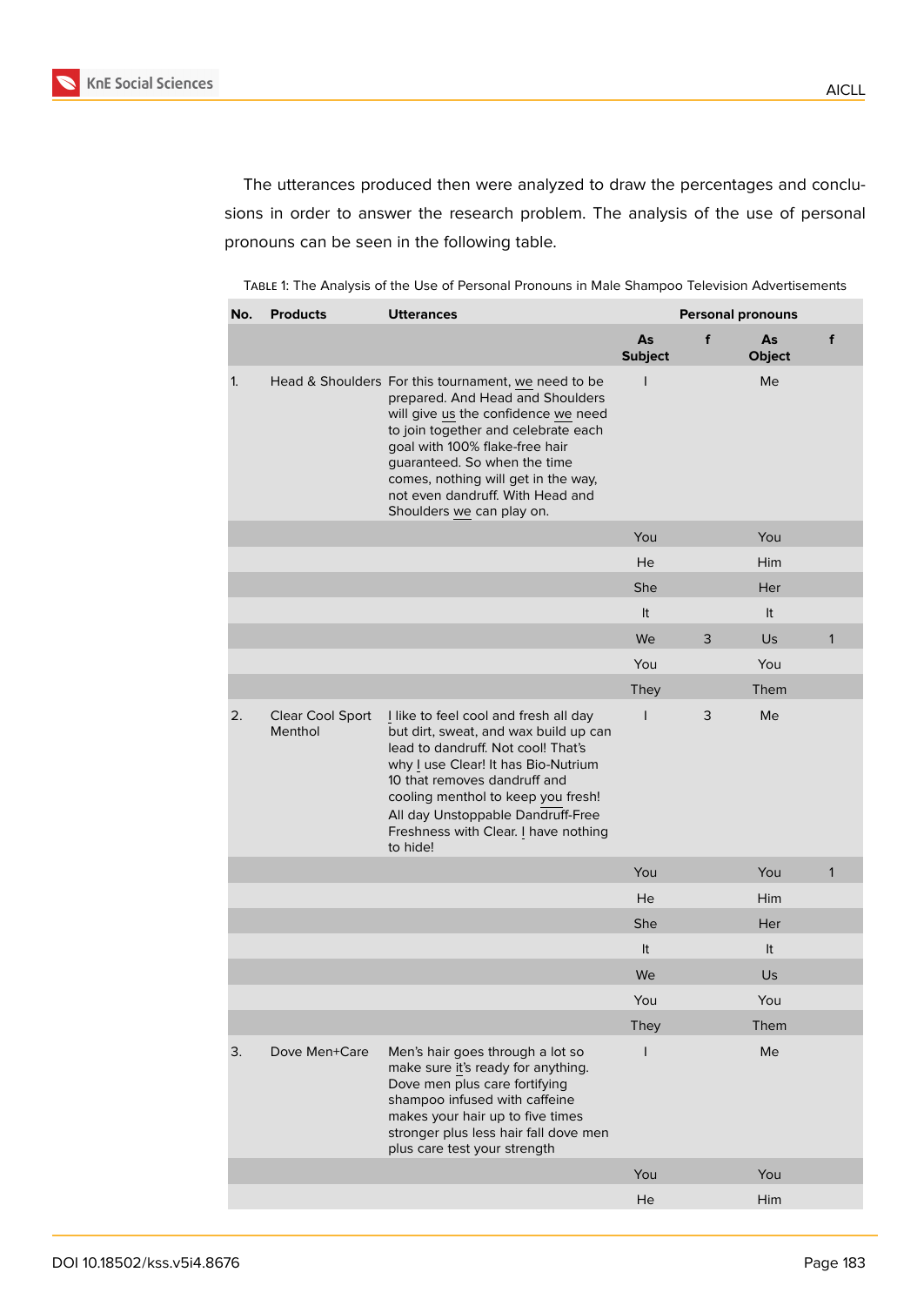The utterances produced then were analyzed to draw the percentages and conclusions in order to answer the research problem. The analysis of the use of personal pronouns can be seen in the following table.

TABLE 1: The Analysis of the Use of Personal Pronouns in Male Shampoo Television Advertisements

| No. | Products | Utterances | Personal pronouns | | | |
|---|---|---|---|---|---|---|
| | | | As Subject | f | As Object | f |
| 1. | Head & Shoulders | For this tournament, we need to be prepared. And Head and Shoulders will give us the confidence we need to join together and celebrate each goal with 100% flake-free hair guaranteed. So when the time comes, nothing will get in the way, not even dandruff. With Head and Shoulders we can play on. | I | | Me | |
| | | | You | | You | |
| | | | He | | Him | |
| | | | She | | Her | |
| | | | It | | It | |
| | | | We | 3 | Us | 1 |
| | | | You | | You | |
| | | | They | | Them | |
| 2. | Clear Cool Sport Menthol | I like to feel cool and fresh all day but dirt, sweat, and wax build up can lead to dandruff. Not cool! That's why I use Clear! It has Bio-Nutrium 10 that removes dandruff and cooling menthol to keep you fresh! All day Unstoppable Dandruff-Free Freshness with Clear. I have nothing to hide! | I | 3 | Me | |
| | | | You | | You | 1 |
| | | | He | | Him | |
| | | | She | | Her | |
| | | | It | | It | |
| | | | We | | Us | |
| | | | You | | You | |
| | | | They | | Them | |
| 3. | Dove Men+Care | Men's hair goes through a lot so make sure it's ready for anything. Dove men plus care fortifying shampoo infused with caffeine makes your hair up to five times stronger plus less hair fall dove men plus care test your strength | I | | Me | |
| | | | You | | You | |
| | | | He | | Him | |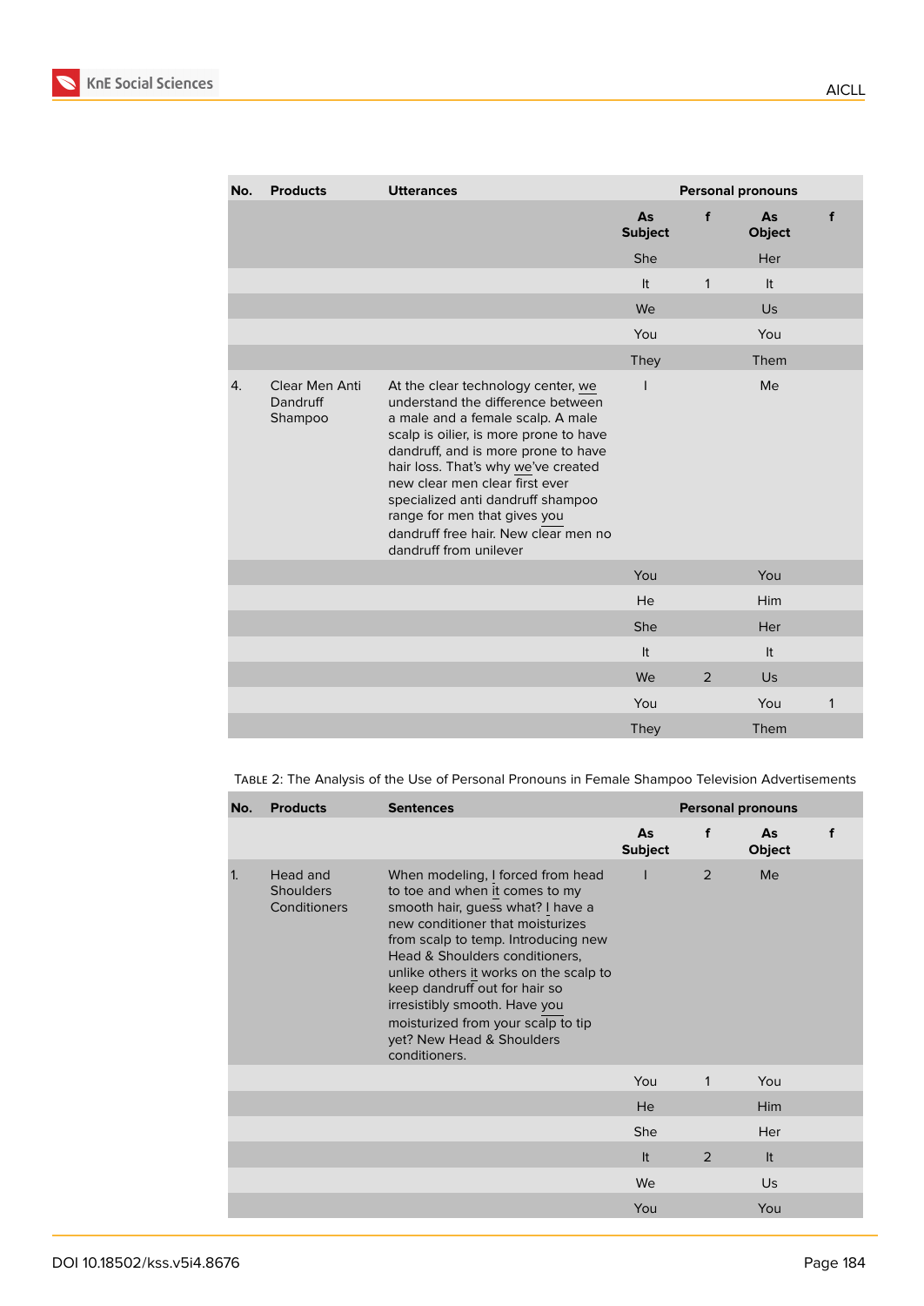| No. | Products | Utterances | Personal pronouns | | | |
|---|---|---|---|---|---|---|
| | | | As Subject | f | As Object | f |
| | | | She | | Her | |
| | | | It | 1 | It | |
| | | | We | | Us | |
| | | | You | | You | |
| | | | They | | Them | |
| 4. | Clear Men Anti Dandruff Shampoo | At the clear technology center, we understand the difference between a male and a female scalp. A male scalp is oilier, is more prone to have dandruff, and is more prone to have hair loss. That's why we've created new clear men clear first ever specialized anti dandruff shampoo range for men that gives you dandruff free hair. New clear men no dandruff from unilever | I | | Me | |
| | | | You | | You | |
| | | | He | | Him | |
| | | | She | | Her | |
| | | | It | | It | |
| | | | We | 2 | Us | |
| | | | You | | You | 1 |
| | | | They | | Them | |

TABLE 2: The Analysis of the Use of Personal Pronouns in Female Shampoo Television Advertisements

| No. | Products | Sentences | Personal pronouns | | | |
|---|---|---|---|---|---|---|
| | | | As Subject | f | As Object | f |
| 1. | Head and Shoulders Conditioners | When modeling, I forced from head to toe and when it comes to my smooth hair, guess what? I have a new conditioner that moisturizes from scalp to temp. Introducing new Head & Shoulders conditioners, unlike others it works on the scalp to keep dandruff out for hair so irresistibly smooth. Have you moisturized from your scalp to tip yet? New Head & Shoulders conditioners. | I | 2 | Me | |
| | | | You | 1 | You | |
| | | | He | | Him | |
| | | | She | | Her | |
| | | | It | 2 | It | |
| | | | We | | Us | |
| | | | You | | You | |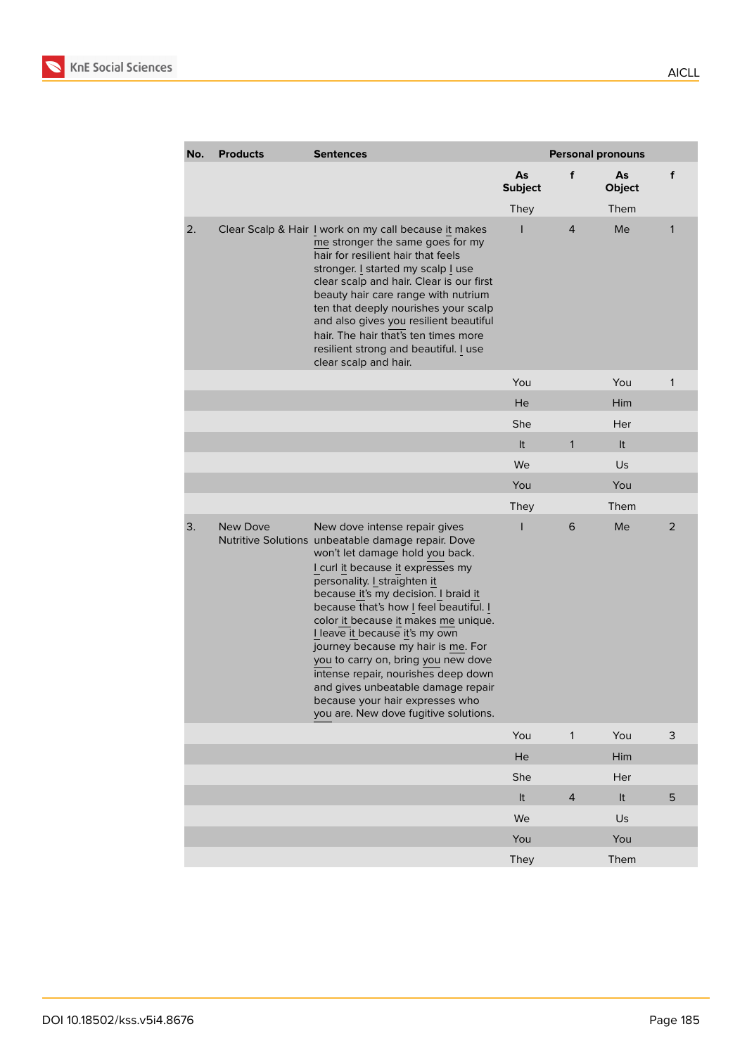| No. | Products | Sentences | Personal pronouns | | | |
|---|---|---|---|---|---|---|
| | | | As Subject | f | As Object | f |
| | | | They | | Them | |
| 2. | Clear Scalp & Hair | I work on my call because it makes me stronger the same goes for my hair for resilient hair that feels stronger. I started my scalp I use clear scalp and hair. Clear is our first beauty hair care range with nutrium ten that deeply nourishes your scalp and also gives you resilient beautiful hair. The hair that's ten times more resilient strong and beautiful. I use clear scalp and hair. | I | 4 | Me | 1 |
| | | | You | | You | 1 |
| | | | He | | Him | |
| | | | She | | Her | |
| | | | It | 1 | It | |
| | | | We | | Us | |
| | | | You | | You | |
| | | | They | | Them | |
| 3. | New Dove Nutritive Solutions | New dove intense repair gives unbeatable damage repair. Dove won't let damage hold you back. I curl it because it expresses my personality. I straighten it because it's my decision. I braid it because that's how I feel beautiful. I color it because it makes me unique. I leave it because it's my own journey because my hair is me. For you to carry on, bring you new dove intense repair, nourishes deep down and gives unbeatable damage repair because your hair expresses who you are. New dove fugitive solutions. | I | 6 | Me | 2 |
| | | | You | 1 | You | 3 |
| | | | He | | Him | |
| | | | She | | Her | |
| | | | It | 4 | It | 5 |
| | | | We | | Us | |
| | | | You | | You | |
| | | | They | | Them | |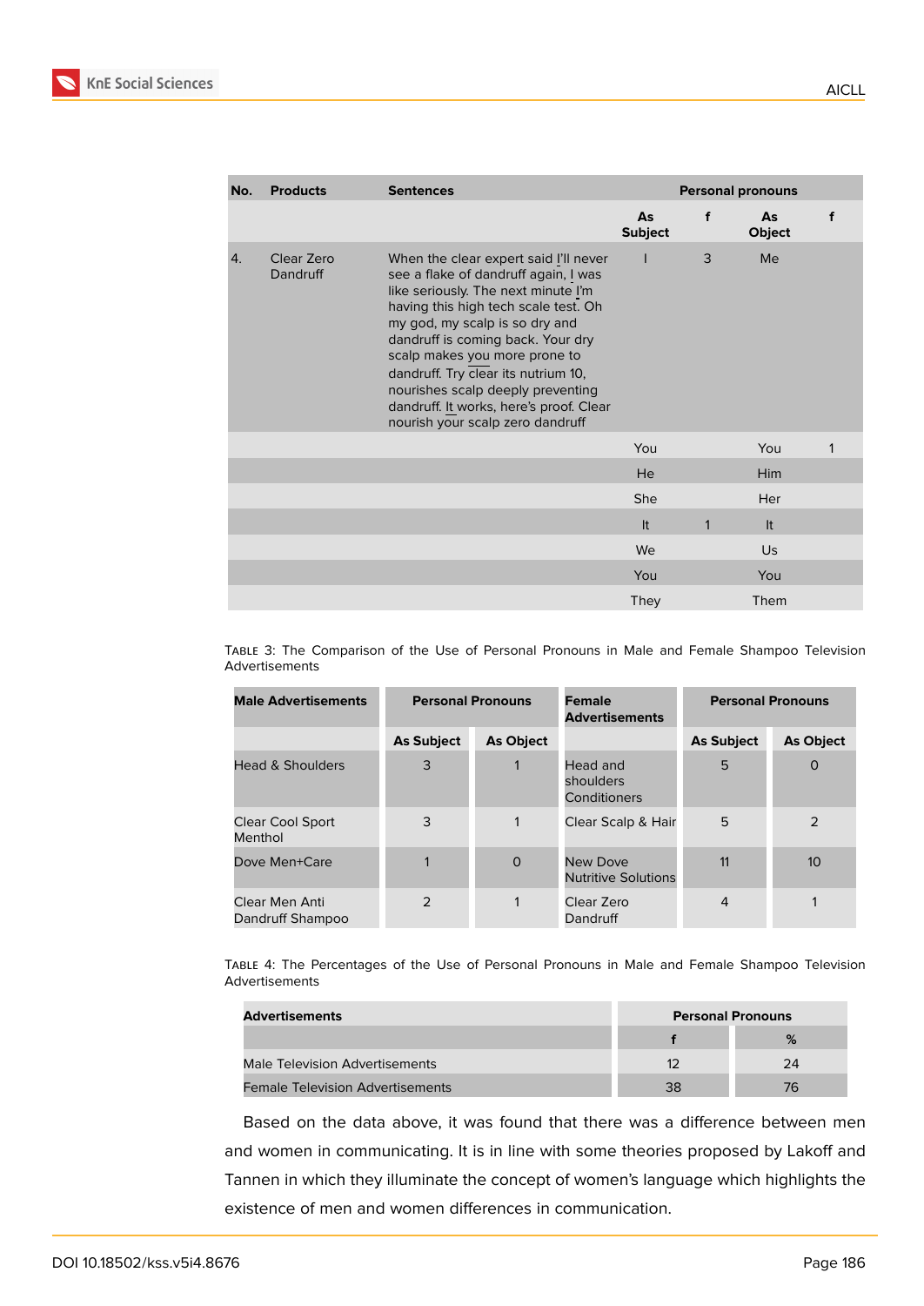| No. | Products | Sentences | Personal pronouns | | | |
|---|---|---|---|---|---|---|
| | | | As Subject | f | As Object | f |
| 4. | Clear Zero Dandruff | When the clear expert said I'll never see a flake of dandruff again, I was like seriously. The next minute I'm having this high tech scale test. Oh my god, my scalp is so dry and dandruff is coming back. Your dry scalp makes you more prone to dandruff. Try clear its nutrium 10, nourishes scalp deeply preventing dandruff. It works, here's proof. Clear nourish your scalp zero dandruff | I | 3 | Me | |
| | | | You | | You | 1 |
| | | | He | | Him | |
| | | | She | | Her | |
| | | | It | 1 | It | |
| | | | We | | Us | |
| | | | You | | You | |
| | | | They | | Them | |

Table 3: The Comparison of the Use of Personal Pronouns in Male and Female Shampoo Television Advertisements

| Male Advertisements | Personal Pronouns | | Female Advertisements | Personal Pronouns | |
|---|---|---|---|---|---|
| | As Subject | As Object | | As Subject | As Object |
| Head & Shoulders | 3 | 1 | Head and shoulders Conditioners | 5 | 0 |
| Clear Cool Sport Menthol | 3 | 1 | Clear Scalp & Hair | 5 | 2 |
| Dove Men+Care | 1 | 0 | New Dove Nutritive Solutions | 11 | 10 |
| Clear Men Anti Dandruff Shampoo | 2 | 1 | Clear Zero Dandruff | 4 | 1 |

Table 4: The Percentages of the Use of Personal Pronouns in Male and Female Shampoo Television Advertisements

| Advertisements | Personal Pronouns | |
|---|---|---|
| | f | % |
| Male Television Advertisements | 12 | 24 |
| Female Television Advertisements | 38 | 76 |

Based on the data above, it was found that there was a difference between men and women in communicating. It is in line with some theories proposed by Lakoff and Tannen in which they illuminate the concept of women's language which highlights the existence of men and women differences in communication.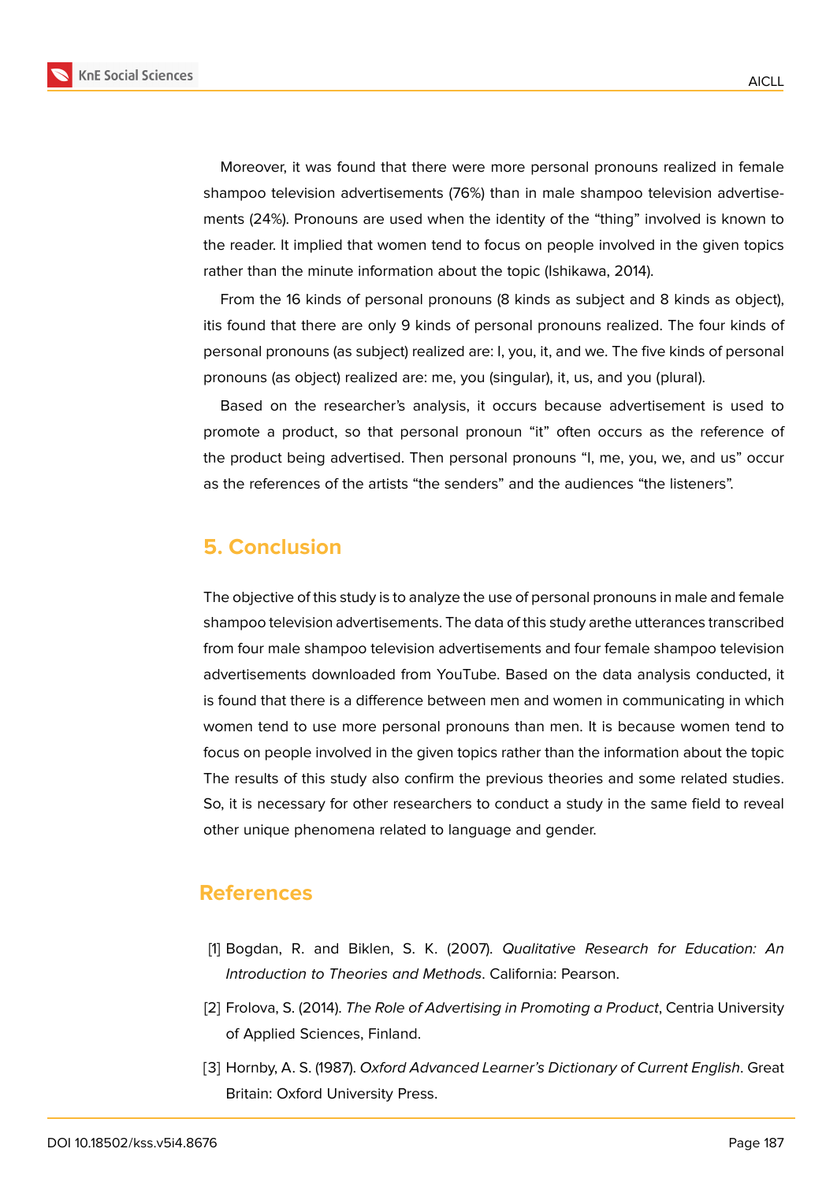Moreover, it was found that there were more personal pronouns realized in female shampoo television advertisements (76%) than in male shampoo television advertisements (24%). Pronouns are used when the identity of the "thing" involved is known to the reader. It implied that women tend to focus on people involved in the given topics rather than the minute information about the topic (Ishikawa, 2014).

From the 16 kinds of personal pronouns (8 kinds as subject and 8 kinds as object), itis found that there are only 9 kinds of personal pronouns realized. The four kinds of personal pronouns (as subject) realized are: I, you, it, and we. The five kinds of personal pronouns (as object) realized are: me, you (singular), it, us, and you (plural).

Based on the researcher's analysis, it occurs because advertisement is used to promote a product, so that personal pronoun "it" often occurs as the reference of the product being advertised. Then personal pronouns "I, me, you, we, and us" occur as the references of the artists "the senders" and the audiences "the listeners".

## 5. Conclusion

The objective of this study is to analyze the use of personal pronouns in male and female shampoo television advertisements. The data of this study arethe utterances transcribed from four male shampoo television advertisements and four female shampoo television advertisements downloaded from YouTube. Based on the data analysis conducted, it is found that there is a difference between men and women in communicating in which women tend to use more personal pronouns than men. It is because women tend to focus on people involved in the given topics rather than the information about the topic The results of this study also confirm the previous theories and some related studies. So, it is necessary for other researchers to conduct a study in the same field to reveal other unique phenomena related to language and gender.

## References

[1] Bogdan, R. and Biklen, S. K. (2007). *Qualitative Research for Education: An Introduction to Theories and Methods*. California: Pearson.

[2] Frolova, S. (2014). *The Role of Advertising in Promoting a Product*, Centria University of Applied Sciences, Finland.

[3] Hornby, A. S. (1987). *Oxford Advanced Learner's Dictionary of Current English*. Great Britain: Oxford University Press.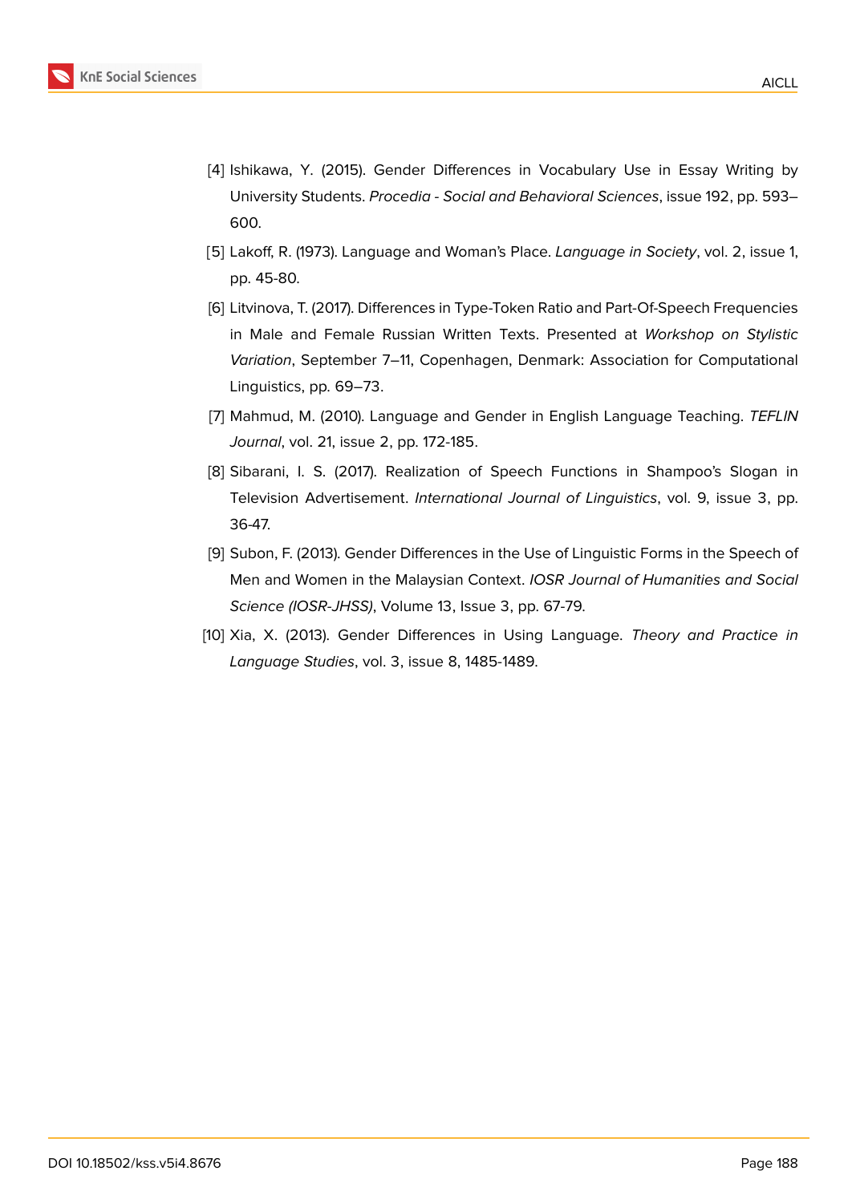[4] Ishikawa, Y. (2015). Gender Differences in Vocabulary Use in Essay Writing by University Students. *Procedia - Social and Behavioral Sciences*, issue 192, pp. 593–600.

[5] Lakoff, R. (1973). Language and Woman's Place. *Language in Society*, vol. 2, issue 1, pp. 45-80.

[6] Litvinova, T. (2017). Differences in Type-Token Ratio and Part-Of-Speech Frequencies in Male and Female Russian Written Texts. Presented at *Workshop on Stylistic Variation*, September 7–11, Copenhagen, Denmark: Association for Computational Linguistics, pp. 69–73.

[7] Mahmud, M. (2010). Language and Gender in English Language Teaching. *TEFLIN Journal*, vol. 21, issue 2, pp. 172-185.

[8] Sibarani, I. S. (2017). Realization of Speech Functions in Shampoo's Slogan in Television Advertisement. *International Journal of Linguistics*, vol. 9, issue 3, pp. 36-47.

[9] Subon, F. (2013). Gender Differences in the Use of Linguistic Forms in the Speech of Men and Women in the Malaysian Context. *IOSR Journal of Humanities and Social Science (IOSR-JHSS)*, Volume 13, Issue 3, pp. 67-79.

[10] Xia, X. (2013). Gender Differences in Using Language. *Theory and Practice in Language Studies*, vol. 3, issue 8, 1485-1489.